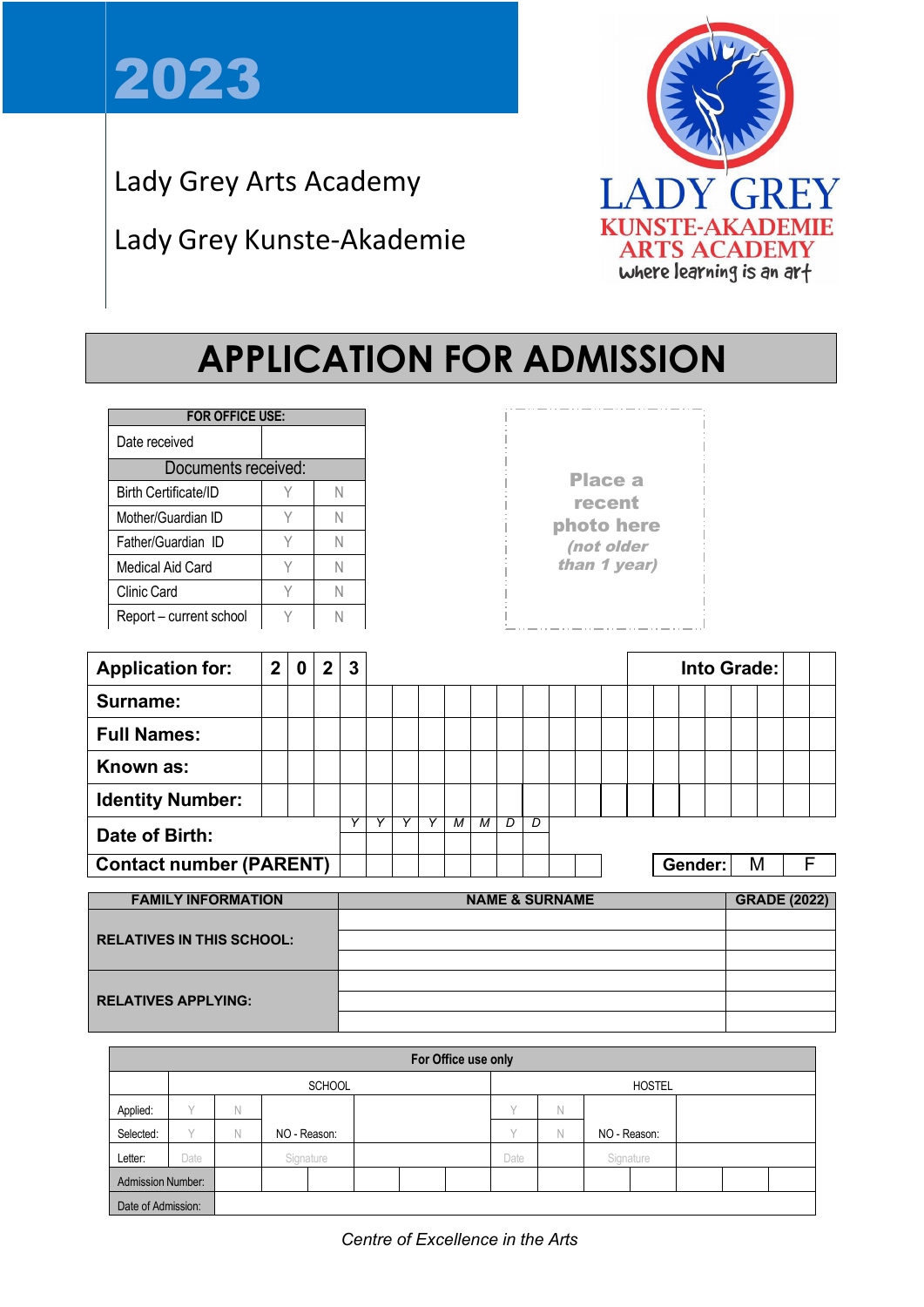# 2023

Lady Grey Arts Academy

Lady Grey Kunste-Akademie

LADY GREY
KUNSTE-AKADEMIE
ARTS ACADEMY
where learning is an art

# APPLICATION FOR ADMISSION

| FOR OFFICE USE: | | |
|---|---|---|
| Date received | | |
| Documents received: | | |
| Birth Certificate/ID | Y | N |
| Mother/Guardian ID | Y | N |
| Father/Guardian ID | Y | N |
| Medical Aid Card | Y | N |
| Clinic Card | Y | N |
| Report – current school | Y | N |

**Place a recent photo here** *(not older than 1 year)*

| | | | | | | | | | | | | | | | | | | | | | |
|---|---|---|---|---|---|---|---|---|---|---|---|---|---|---|---|---|---|---|---|---|---|
| **Application for:** | **2** | **0** | **2** | **3** | | | | | | | | | | **Into Grade:** | | | | | | | |
| **Surname:** | | | | | | | | | | | | | | | | | | | | | |
| **Full Names:** | | | | | | | | | | | | | | | | | | | | | |
| **Known as:** | | | | | | | | | | | | | | | | | | | | | |
| **Identity Number:** | | | | | | | | | | | | | | | | | | | | | |
| **Date of Birth:** | | | | *Y* | *Y* | *Y* | *Y* | *M* | *M* | *D* | *D* | | | | | | | | | | |
| **Contact number (PARENT)** | | | | | | | | | | | | | | | **Gender:** | M | | F | | | |

| FAMILY INFORMATION | NAME & SURNAME | GRADE (2022) |
|---|---|---|
| RELATIVES IN THIS SCHOOL: | | |
| | | |
| | | |
| RELATIVES APPLYING: | | |
| | | |
| | | |

| For Office use only | | | | | | | | |
|---|---|---|---|---|---|---|---|---|
| | SCHOOL | | | | HOSTEL | | | |
| Applied: | Y | N | | | Y | N | | |
| Selected: | Y | N | NO - Reason: | | Y | N | NO - Reason: | |
| Letter: | Date | | Signature | | Date | | Signature | |
| Admission Number: | | | | | | | | |
| Date of Admission: | | | | | | | | |

*Centre of Excellence in the Arts*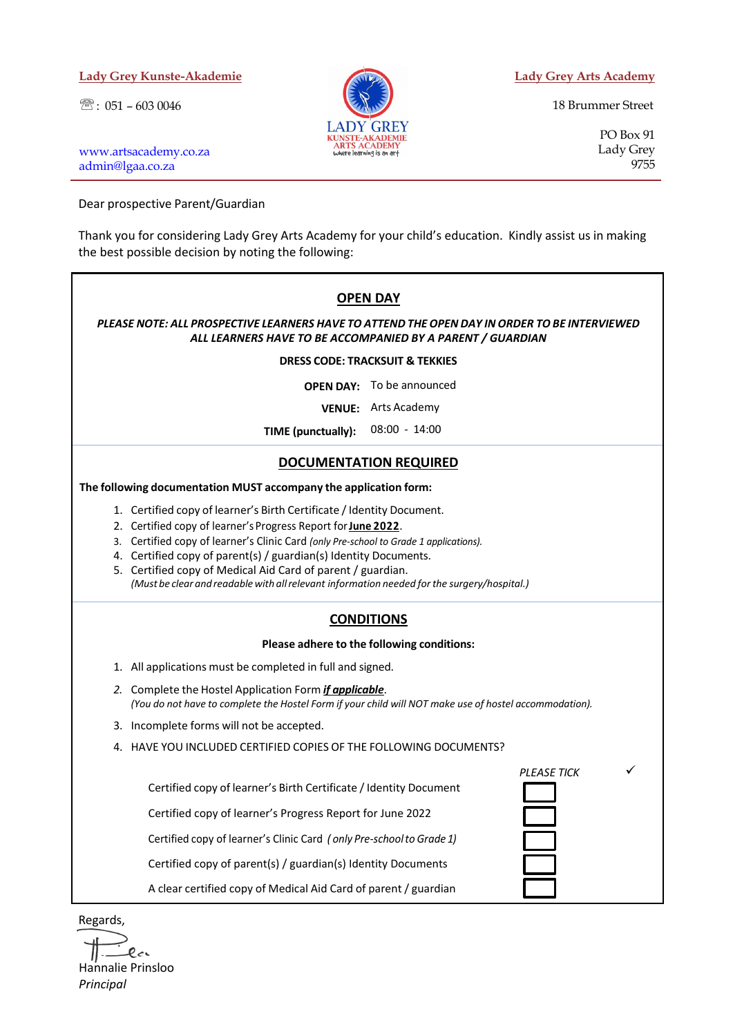Lady Grey Kunste-Akademie

☏: 051 – 603 0046

www.artsacademy.co.za
admin@lgaa.co.za

LADY GREY
KUNSTE-AKADEMIE
ARTS ACADEMY
where learning is an art

Lady Grey Arts Academy

18 Brummer Street

PO Box 91
Lady Grey
9755

---

Dear prospective Parent/Guardian

Thank you for considering Lady Grey Arts Academy for your child's education. Kindly assist us in making the best possible decision by noting the following:

## OPEN DAY

***PLEASE NOTE: ALL PROSPECTIVE LEARNERS HAVE TO ATTEND THE OPEN DAY IN ORDER TO BE INTERVIEWED***
***ALL LEARNERS HAVE TO BE ACCOMPANIED BY A PARENT / GUARDIAN***

**DRESS CODE: TRACKSUIT & TEKKIES**

**OPEN DAY:** To be announced

**VENUE:** Arts Academy

**TIME (punctually):** 08:00 - 14:00

## DOCUMENTATION REQUIRED

**The following documentation MUST accompany the application form:**

1. Certified copy of learner's Birth Certificate / Identity Document.
2. Certified copy of learner's Progress Report for **June 2022**.
3. Certified copy of learner's Clinic Card *(only Pre-school to Grade 1 applications).*
4. Certified copy of parent(s) / guardian(s) Identity Documents.
5. Certified copy of Medical Aid Card of parent / guardian.
   *(Must be clear and readable with all relevant information needed for the surgery/hospital.)*

## CONDITIONS

**Please adhere to the following conditions:**

1. All applications must be completed in full and signed.
2. Complete the Hostel Application Form ***if applicable***.
   *(You do not have to complete the Hostel Form if your child will NOT make use of hostel accommodation).*
3. Incomplete forms will not be accepted.
4. HAVE YOU INCLUDED CERTIFIED COPIES OF THE FOLLOWING DOCUMENTS?

| | *PLEASE TICK* ✓ |
|---|---|
| Certified copy of learner's Birth Certificate / Identity Document | ☐ |
| Certified copy of learner's Progress Report for June 2022 | ☐ |
| Certified copy of learner's Clinic Card *( only Pre-school to Grade 1)* | ☐ |
| Certified copy of parent(s) / guardian(s) Identity Documents | ☐ |
| A clear certified copy of Medical Aid Card of parent / guardian | ☐ |

Regards,

Hannalie Prinsloo
*Principal*